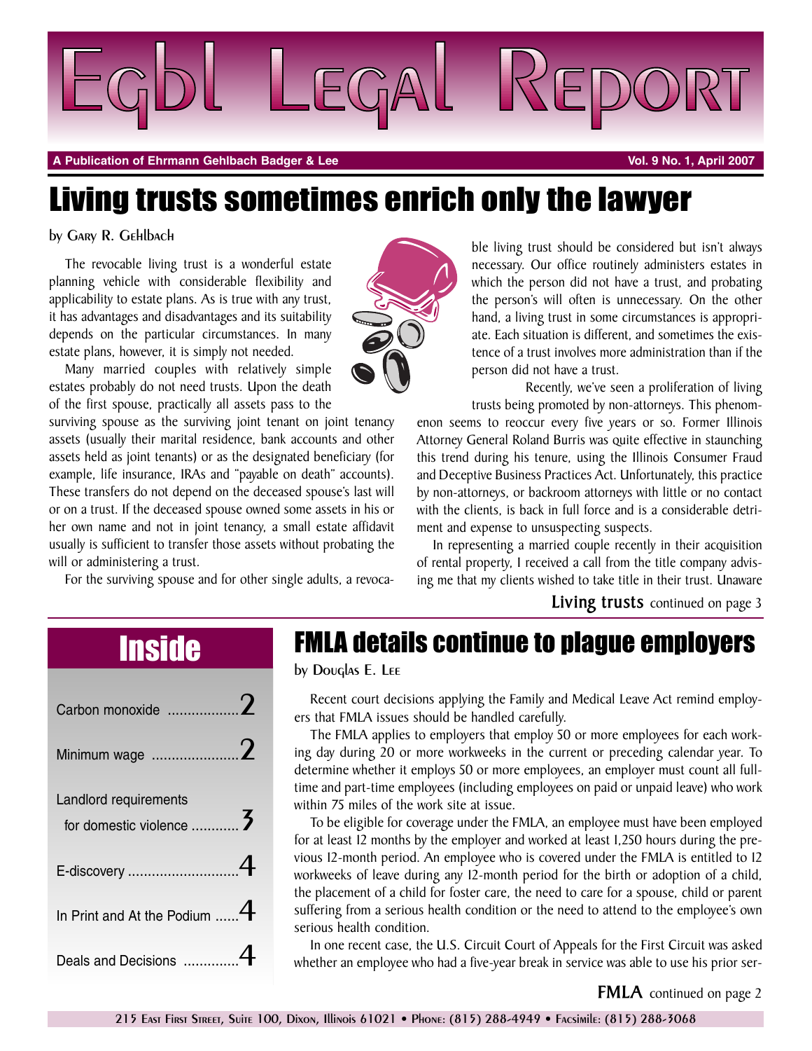# Egbl Legal Report

**A Publication of Ehrmann Gehlbach Badger & Lee** — **Vol. 9 No. 1, April 2007**

## Living trusts sometimes enrich only the lawyer

by Gary R. Gehlbach

The revocable living trust is a wonderful estate planning vehicle with considerable flexibility and applicability to estate plans. As is true with any trust, it has advantages and disadvantages and its suitability depends on the particular circumstances. In many estate plans, however, it is simply not needed.

Many married couples with relatively simple estates probably do not need trusts. Upon the death of the first spouse, practically all assets pass to the surviving spouse as the surviving joint tenant on joint tenancy assets (usually their marital residence, bank accounts and other assets held as joint tenants) or as the designated beneficiary (for example, life insurance, IRAs and "payable on death" accounts). These transfers do not depend on the deceased spouse's last will or on a trust. If the deceased spouse owned some assets in his or her own name and not in joint tenancy, a small estate affidavit usually is sufficient to transfer those assets without probating the will or administering a trust.

For the surviving spouse and for other single adults, a revocable living trust should be considered but isn't always necessary. Our office routinely administers estates in which the person did not have a trust, and probating the person's will often is unnecessary. On the other hand, a living trust in some circumstances is appropriate. Each situation is different, and sometimes the existence of a trust involves more administration than if the person did not have a trust.

Recently, we've seen a proliferation of living trusts being promoted by non-attorneys. This phenomenon seems to reoccur every five years or so. Former Illinois Attorney General Roland Burris was quite effective in staunching this trend during his tenure, using the Illinois Consumer Fraud and Deceptive Business Practices Act. Unfortunately, this practice by non-attorneys, or backroom attorneys with little or no contact with the clients, is back in full force and is a considerable detriment and expense to unsuspecting suspects.

In representing a married couple recently in their acquisition of rental property, I received a call from the title company advising me that my clients wished to take title in their trust. Unaware

**Living trusts** continued on page 3

## Inside

- Carbon monoxide .................. 2
- Minimum wage ..................... 2
- Landlord requirements for domestic violence ............ 3
- E-discovery ........................... 4
- In Print and At the Podium ...... 4
- Deals and Decisions .............. 4

## FMLA details continue to plague employers

by Douglas E. Lee

Recent court decisions applying the Family and Medical Leave Act remind employers that FMLA issues should be handled carefully.

The FMLA applies to employers that employ 50 or more employees for each working day during 20 or more workweeks in the current or preceding calendar year. To determine whether it employs 50 or more employees, an employer must count all full-time and part-time employees (including employees on paid or unpaid leave) who work within 75 miles of the work site at issue.

To be eligible for coverage under the FMLA, an employee must have been employed for at least 12 months by the employer and worked at least 1,250 hours during the previous 12-month period. An employee who is covered under the FMLA is entitled to 12 workweeks of leave during any 12-month period for the birth or adoption of a child, the placement of a child for foster care, the need to care for a spouse, child or parent suffering from a serious health condition or the need to attend to the employee's own serious health condition.

In one recent case, the U.S. Circuit Court of Appeals for the First Circuit was asked whether an employee who had a five-year break in service was able to use his prior ser-

**FMLA** continued on page 2

215 East First Street, Suite 100, Dixon, Illinois 61021 • Phone: (815) 288-4949 • Facsimile: (815) 288-3068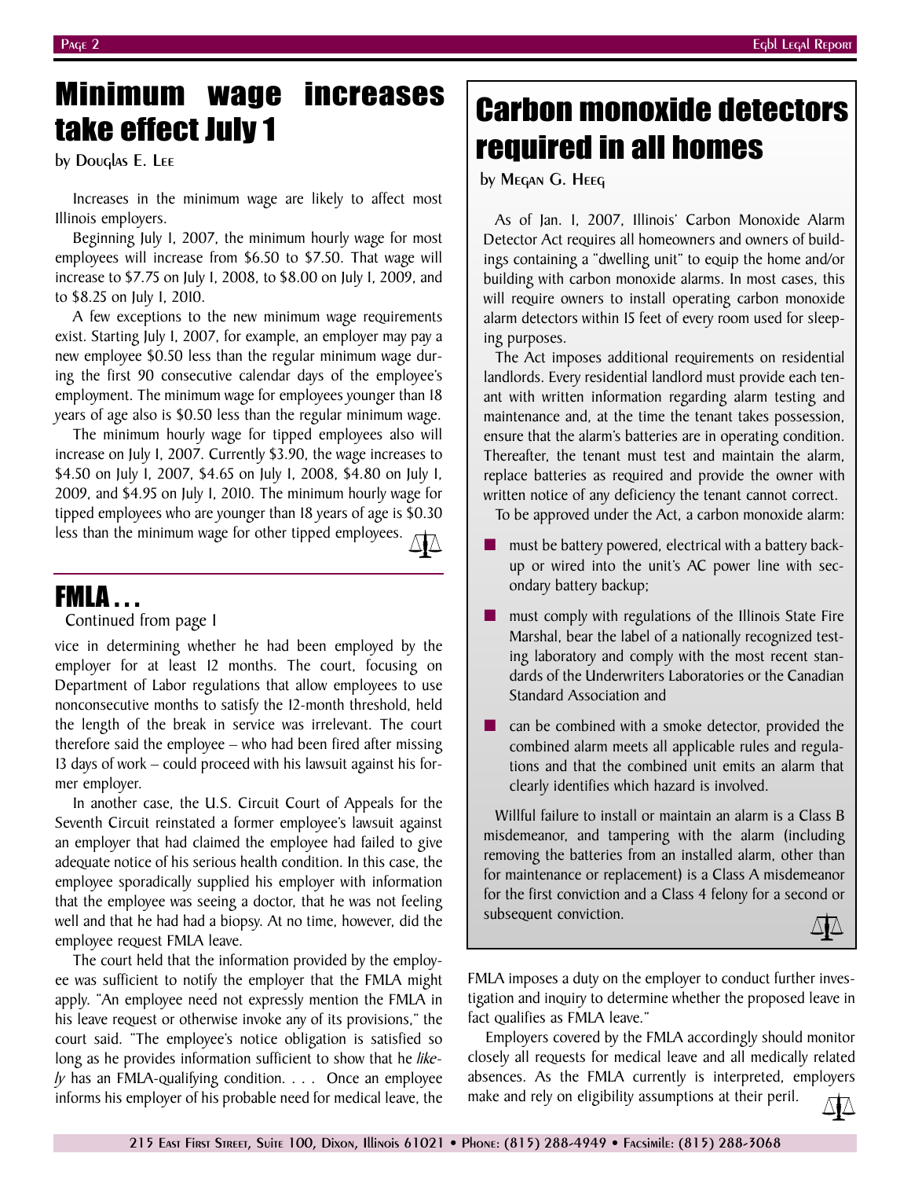# Minimum wage increases take effect July 1

by Douglas E. Lee

Increases in the minimum wage are likely to affect most Illinois employers.

Beginning July 1, 2007, the minimum hourly wage for most employees will increase from $6.50 to $7.50. That wage will increase to $7.75 on July 1, 2008, to $8.00 on July 1, 2009, and to $8.25 on July 1, 2010.

A few exceptions to the new minimum wage requirements exist. Starting July 1, 2007, for example, an employer may pay a new employee $0.50 less than the regular minimum wage during the first 90 consecutive calendar days of the employee's employment. The minimum wage for employees younger than 18 years of age also is $0.50 less than the regular minimum wage.

The minimum hourly wage for tipped employees also will increase on July 1, 2007. Currently $3.90, the wage increases to $4.50 on July 1, 2007, $4.65 on July 1, 2008, $4.80 on July 1, 2009, and $4.95 on July 1, 2010. The minimum hourly wage for tipped employees who are younger than 18 years of age is $0.30 less than the minimum wage for other tipped employees.

## FMLA . . .

Continued from page 1

vice in determining whether he had been employed by the employer for at least 12 months. The court, focusing on Department of Labor regulations that allow employees to use nonconsecutive months to satisfy the 12-month threshold, held the length of the break in service was irrelevant. The court therefore said the employee – who had been fired after missing 13 days of work – could proceed with his lawsuit against his former employer.

In another case, the U.S. Circuit Court of Appeals for the Seventh Circuit reinstated a former employee's lawsuit against an employer that had claimed the employee had failed to give adequate notice of his serious health condition. In this case, the employee sporadically supplied his employer with information that the employee was seeing a doctor, that he was not feeling well and that he had had a biopsy. At no time, however, did the employee request FMLA leave.

The court held that the information provided by the employee was sufficient to notify the employer that the FMLA might apply. "An employee need not expressly mention the FMLA in his leave request or otherwise invoke any of its provisions," the court said. "The employee's notice obligation is satisfied so long as he provides information sufficient to show that he *likely* has an FMLA-qualifying condition. . . . Once an employee informs his employer of his probable need for medical leave, the FMLA imposes a duty on the employer to conduct further investigation and inquiry to determine whether the proposed leave in fact qualifies as FMLA leave."

Employers covered by the FMLA accordingly should monitor closely all requests for medical leave and all medically related absences. As the FMLA currently is interpreted, employers make and rely on eligibility assumptions at their peril.

# Carbon monoxide detectors required in all homes

by Megan G. Heeg

As of Jan. 1, 2007, Illinois' Carbon Monoxide Alarm Detector Act requires all homeowners and owners of buildings containing a "dwelling unit" to equip the home and/or building with carbon monoxide alarms. In most cases, this will require owners to install operating carbon monoxide alarm detectors within 15 feet of every room used for sleeping purposes.

The Act imposes additional requirements on residential landlords. Every residential landlord must provide each tenant with written information regarding alarm testing and maintenance and, at the time the tenant takes possession, ensure that the alarm's batteries are in operating condition. Thereafter, the tenant must test and maintain the alarm, replace batteries as required and provide the owner with written notice of any deficiency the tenant cannot correct.

To be approved under the Act, a carbon monoxide alarm:

- must be battery powered, electrical with a battery backup or wired into the unit's AC power line with secondary battery backup;
- must comply with regulations of the Illinois State Fire Marshal, bear the label of a nationally recognized testing laboratory and comply with the most recent standards of the Underwriters Laboratories or the Canadian Standard Association and
- can be combined with a smoke detector, provided the combined alarm meets all applicable rules and regulations and that the combined unit emits an alarm that clearly identifies which hazard is involved.

Willful failure to install or maintain an alarm is a Class B misdemeanor, and tampering with the alarm (including removing the batteries from an installed alarm, other than for maintenance or replacement) is a Class A misdemeanor for the first conviction and a Class 4 felony for a second or subsequent conviction.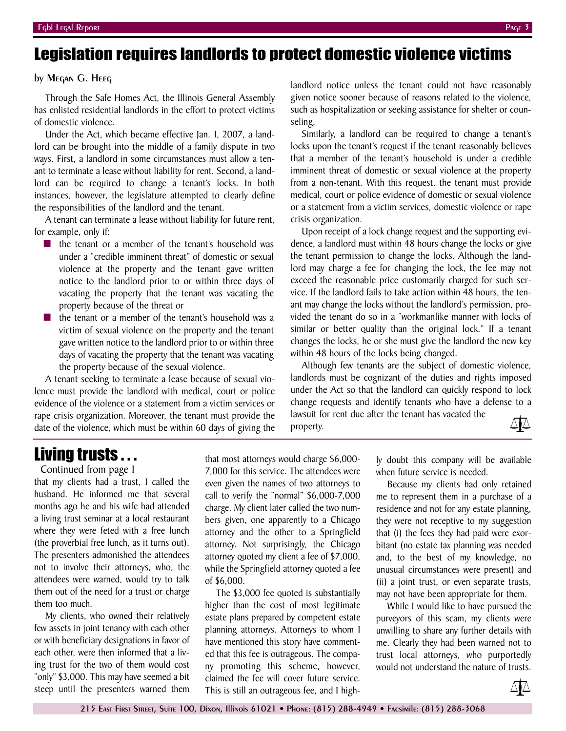# Legislation requires landlords to protect domestic violence victims

by Megan G. Heeg

Through the Safe Homes Act, the Illinois General Assembly has enlisted residential landlords in the effort to protect victims of domestic violence.

Under the Act, which became effective Jan. 1, 2007, a landlord can be brought into the middle of a family dispute in two ways. First, a landlord in some circumstances must allow a tenant to terminate a lease without liability for rent. Second, a landlord can be required to change a tenant's locks. In both instances, however, the legislature attempted to clearly define the responsibilities of the landlord and the tenant.

A tenant can terminate a lease without liability for future rent, for example, only if:

- the tenant or a member of the tenant's household was under a "credible imminent threat" of domestic or sexual violence at the property and the tenant gave written notice to the landlord prior to or within three days of vacating the property that the tenant was vacating the property because of the threat or
- the tenant or a member of the tenant's household was a victim of sexual violence on the property and the tenant gave written notice to the landlord prior to or within three days of vacating the property that the tenant was vacating the property because of the sexual violence.

A tenant seeking to terminate a lease because of sexual violence must provide the landlord with medical, court or police evidence of the violence or a statement from a victim services or rape crisis organization. Moreover, the tenant must provide the date of the violence, which must be within 60 days of giving the landlord notice unless the tenant could not have reasonably given notice sooner because of reasons related to the violence, such as hospitalization or seeking assistance for shelter or counseling.

Similarly, a landlord can be required to change a tenant's locks upon the tenant's request if the tenant reasonably believes that a member of the tenant's household is under a credible imminent threat of domestic or sexual violence at the property from a non-tenant. With this request, the tenant must provide medical, court or police evidence of domestic or sexual violence or a statement from a victim services, domestic violence or rape crisis organization.

Upon receipt of a lock change request and the supporting evidence, a landlord must within 48 hours change the locks or give the tenant permission to change the locks. Although the landlord may charge a fee for changing the lock, the fee may not exceed the reasonable price customarily charged for such service. If the landlord fails to take action within 48 hours, the tenant may change the locks without the landlord's permission, provided the tenant do so in a "workmanlike manner with locks of similar or better quality than the original lock." If a tenant changes the locks, he or she must give the landlord the new key within 48 hours of the locks being changed.

Although few tenants are the subject of domestic violence, landlords must be cognizant of the duties and rights imposed under the Act so that the landlord can quickly respond to lock change requests and identify tenants who have a defense to a lawsuit for rent due after the tenant has vacated the property.

# Living trusts . . .

Continued from page 1

that my clients had a trust, I called the husband. He informed me that several months ago he and his wife had attended a living trust seminar at a local restaurant where they were feted with a free lunch (the proverbial free lunch, as it turns out). The presenters admonished the attendees not to involve their attorneys, who, the attendees were warned, would try to talk them out of the need for a trust or charge them too much.

My clients, who owned their relatively few assets in joint tenancy with each other or with beneficiary designations in favor of each other, were then informed that a living trust for the two of them would cost "only" $3,000. This may have seemed a bit steep until the presenters warned them that most attorneys would charge $6,000-7,000 for this service. The attendees were even given the names of two attorneys to call to verify the "normal" $6,000-7,000 charge. My client later called the two numbers given, one apparently to a Chicago attorney and the other to a Springfield attorney. Not surprisingly, the Chicago attorney quoted my client a fee of $7,000, while the Springfield attorney quoted a fee of $6,000.

The $3,000 fee quoted is substantially higher than the cost of most legitimate estate plans prepared by competent estate planning attorneys. Attorneys to whom I have mentioned this story have commented that this fee is outrageous. The company promoting this scheme, however, claimed the fee will cover future service. This is still an outrageous fee, and I highly doubt this company will be available when future service is needed.

Because my clients had only retained me to represent them in a purchase of a residence and not for any estate planning, they were not receptive to my suggestion that (i) the fees they had paid were exorbitant (no estate tax planning was needed and, to the best of my knowledge, no unusual circumstances were present) and (ii) a joint trust, or even separate trusts, may not have been appropriate for them.

While I would like to have pursued the purveyors of this scam, my clients were unwilling to share any further details with me. Clearly they had been warned not to trust local attorneys, who purportedly would not understand the nature of trusts.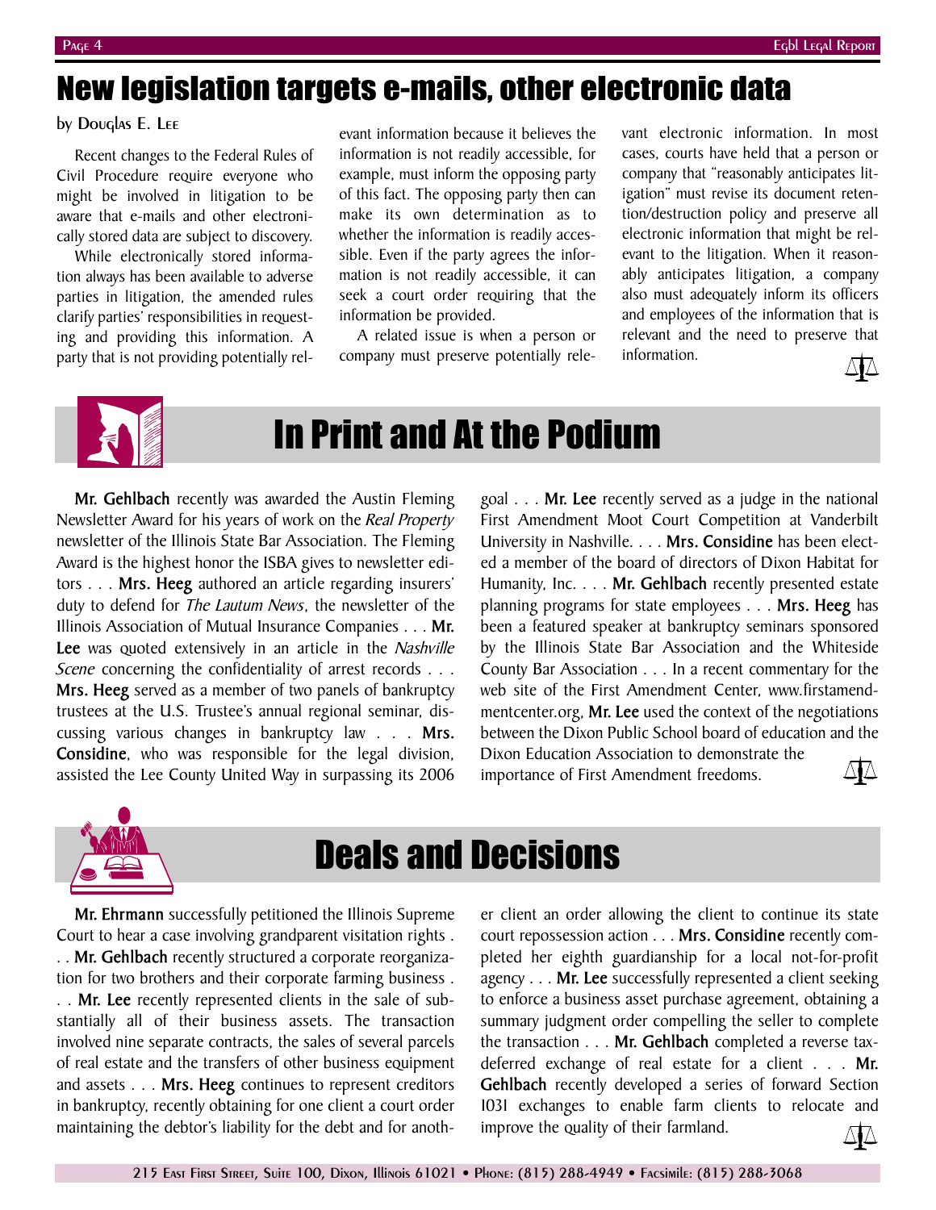# New legislation targets e-mails, other electronic data

by Douglas E. Lee

Recent changes to the Federal Rules of Civil Procedure require everyone who might be involved in litigation to be aware that e-mails and other electronically stored data are subject to discovery.

While electronically stored information always has been available to adverse parties in litigation, the amended rules clarify parties' responsibilities in requesting and providing this information. A party that is not providing potentially relevant information because it believes the information is not readily accessible, for example, must inform the opposing party of this fact. The opposing party then can make its own determination as to whether the information is readily accessible. Even if the party agrees the information is not readily accessible, it can seek a court order requiring that the information be provided.

A related issue is when a person or company must preserve potentially relevant electronic information. In most cases, courts have held that a person or company that "reasonably anticipates litigation" must revise its document retention/destruction policy and preserve all electronic information that might be relevant to the litigation. When it reasonably anticipates litigation, a company also must adequately inform its officers and employees of the information that is relevant and the need to preserve that information.

# In Print and At the Podium

**Mr. Gehlbach** recently was awarded the Austin Fleming Newsletter Award for his years of work on the *Real Property* newsletter of the Illinois State Bar Association. The Fleming Award is the highest honor the ISBA gives to newsletter editors . . . **Mrs. Heeg** authored an article regarding insurers' duty to defend for *The Lautum News*, the newsletter of the Illinois Association of Mutual Insurance Companies . . . **Mr. Lee** was quoted extensively in an article in the *Nashville Scene* concerning the confidentiality of arrest records . . . **Mrs. Heeg** served as a member of two panels of bankruptcy trustees at the U.S. Trustee's annual regional seminar, discussing various changes in bankruptcy law . . . **Mrs. Considine**, who was responsible for the legal division, assisted the Lee County United Way in surpassing its 2006 goal . . . **Mr. Lee** recently served as a judge in the national First Amendment Moot Court Competition at Vanderbilt University in Nashville. . . . **Mrs. Considine** has been elected a member of the board of directors of Dixon Habitat for Humanity, Inc. . . . **Mr. Gehlbach** recently presented estate planning programs for state employees . . . **Mrs. Heeg** has been a featured speaker at bankruptcy seminars sponsored by the Illinois State Bar Association and the Whiteside County Bar Association . . . In a recent commentary for the web site of the First Amendment Center, www.firstamendmentcenter.org, **Mr. Lee** used the context of the negotiations between the Dixon Public School board of education and the Dixon Education Association to demonstrate the importance of First Amendment freedoms.

# Deals and Decisions

**Mr. Ehrmann** successfully petitioned the Illinois Supreme Court to hear a case involving grandparent visitation rights . . . **Mr. Gehlbach** recently structured a corporate reorganization for two brothers and their corporate farming business . . . **Mr. Lee** recently represented clients in the sale of substantially all of their business assets. The transaction involved nine separate contracts, the sales of several parcels of real estate and the transfers of other business equipment and assets . . . **Mrs. Heeg** continues to represent creditors in bankruptcy, recently obtaining for one client a court order maintaining the debtor's liability for the debt and for another client an order allowing the client to continue its state court repossession action . . . **Mrs. Considine** recently completed her eighth guardianship for a local not-for-profit agency . . . **Mr. Lee** successfully represented a client seeking to enforce a business asset purchase agreement, obtaining a summary judgment order compelling the seller to complete the transaction . . . **Mr. Gehlbach** completed a reverse tax-deferred exchange of real estate for a client . . . **Mr. Gehlbach** recently developed a series of forward Section 1031 exchanges to enable farm clients to relocate and improve the quality of their farmland.

215 East First Street, Suite 100, Dixon, Illinois 61021 • Phone: (815) 288-4949 • Facsimile: (815) 288-3068